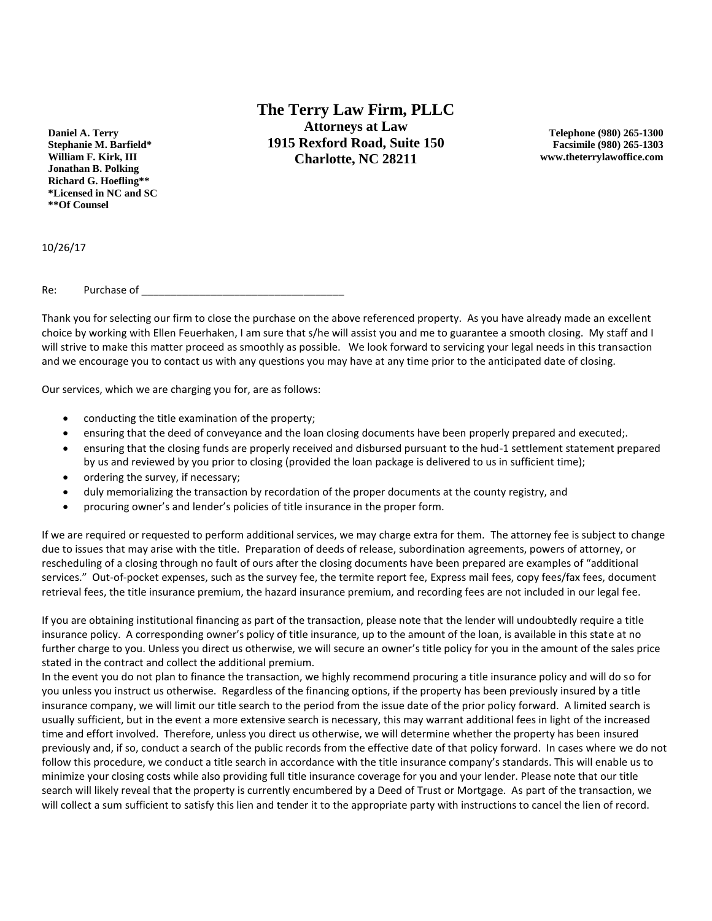# The Terry Law Firm, PLLC

**Attorneys at Law**
**1915 Rexford Road, Suite 150**
**Charlotte, NC 28211**

**Daniel A. Terry**
**Stephanie M. Barfield***
**William F. Kirk, III**
**Jonathan B. Polking**
**Richard G. Hoefling****
***Licensed in NC and SC**
****Of Counsel**

**Telephone (980) 265-1300**
**Facsimile (980) 265-1303**
**www.theterrylawoffice.com**

10/26/17

Re: Purchase of ___________________________________

Thank you for selecting our firm to close the purchase on the above referenced property. As you have already made an excellent choice by working with Ellen Feuerhaken, I am sure that s/he will assist you and me to guarantee a smooth closing. My staff and I will strive to make this matter proceed as smoothly as possible. We look forward to servicing your legal needs in this transaction and we encourage you to contact us with any questions you may have at any time prior to the anticipated date of closing.

Our services, which we are charging you for, are as follows:

- conducting the title examination of the property;
- ensuring that the deed of conveyance and the loan closing documents have been properly prepared and executed;.
- ensuring that the closing funds are properly received and disbursed pursuant to the hud-1 settlement statement prepared by us and reviewed by you prior to closing (provided the loan package is delivered to us in sufficient time);
- ordering the survey, if necessary;
- duly memorializing the transaction by recordation of the proper documents at the county registry, and
- procuring owner's and lender's policies of title insurance in the proper form.

If we are required or requested to perform additional services, we may charge extra for them. The attorney fee is subject to change due to issues that may arise with the title. Preparation of deeds of release, subordination agreements, powers of attorney, or rescheduling of a closing through no fault of ours after the closing documents have been prepared are examples of "additional services." Out-of-pocket expenses, such as the survey fee, the termite report fee, Express mail fees, copy fees/fax fees, document retrieval fees, the title insurance premium, the hazard insurance premium, and recording fees are not included in our legal fee.

If you are obtaining institutional financing as part of the transaction, please note that the lender will undoubtedly require a title insurance policy. A corresponding owner's policy of title insurance, up to the amount of the loan, is available in this state at no further charge to you. Unless you direct us otherwise, we will secure an owner's title policy for you in the amount of the sales price stated in the contract and collect the additional premium.

In the event you do not plan to finance the transaction, we highly recommend procuring a title insurance policy and will do so for you unless you instruct us otherwise. Regardless of the financing options, if the property has been previously insured by a title insurance company, we will limit our title search to the period from the issue date of the prior policy forward. A limited search is usually sufficient, but in the event a more extensive search is necessary, this may warrant additional fees in light of the increased time and effort involved. Therefore, unless you direct us otherwise, we will determine whether the property has been insured previously and, if so, conduct a search of the public records from the effective date of that policy forward. In cases where we do not follow this procedure, we conduct a title search in accordance with the title insurance company's standards. This will enable us to minimize your closing costs while also providing full title insurance coverage for you and your lender. Please note that our title search will likely reveal that the property is currently encumbered by a Deed of Trust or Mortgage. As part of the transaction, we will collect a sum sufficient to satisfy this lien and tender it to the appropriate party with instructions to cancel the lien of record.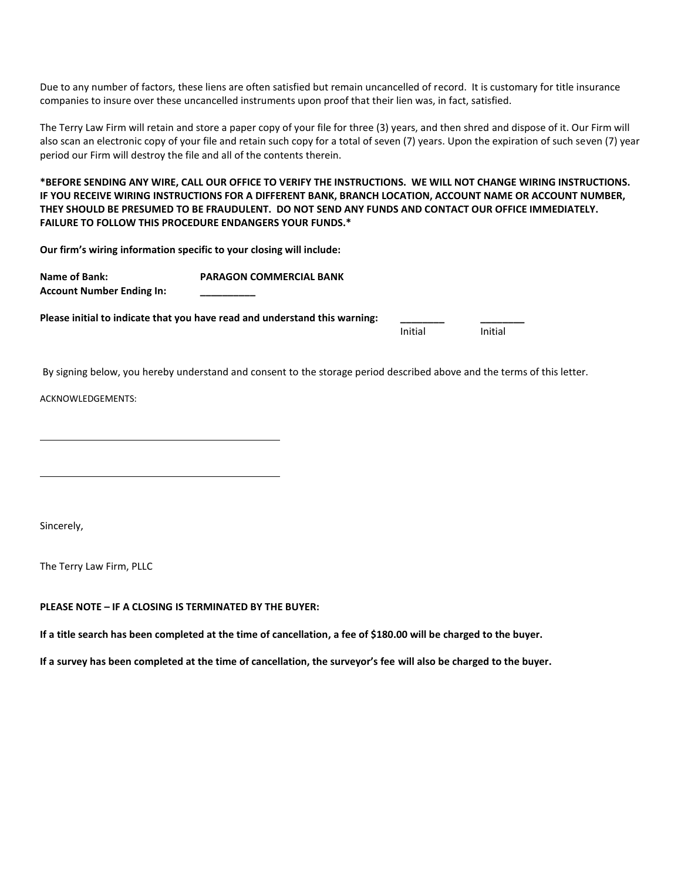Due to any number of factors, these liens are often satisfied but remain uncancelled of record. It is customary for title insurance companies to insure over these uncancelled instruments upon proof that their lien was, in fact, satisfied.

The Terry Law Firm will retain and store a paper copy of your file for three (3) years, and then shred and dispose of it. Our Firm will also scan an electronic copy of your file and retain such copy for a total of seven (7) years. Upon the expiration of such seven (7) year period our Firm will destroy the file and all of the contents therein.

**\*BEFORE SENDING ANY WIRE, CALL OUR OFFICE TO VERIFY THE INSTRUCTIONS. WE WILL NOT CHANGE WIRING INSTRUCTIONS. IF YOU RECEIVE WIRING INSTRUCTIONS FOR A DIFFERENT BANK, BRANCH LOCATION, ACCOUNT NAME OR ACCOUNT NUMBER, THEY SHOULD BE PRESUMED TO BE FRAUDULENT. DO NOT SEND ANY FUNDS AND CONTACT OUR OFFICE IMMEDIATELY. FAILURE TO FOLLOW THIS PROCEDURE ENDANGERS YOUR FUNDS.\***

**Our firm's wiring information specific to your closing will include:**

**Name of Bank:** **PARAGON COMMERCIAL BANK**
**Account Number Ending In:** __________

**Please initial to indicate that you have read and understand this warning:** ________ ________
Initial Initial

By signing below, you hereby understand and consent to the storage period described above and the terms of this letter.

ACKNOWLEDGEMENTS:

______________________________________

______________________________________

Sincerely,

The Terry Law Firm, PLLC

**PLEASE NOTE – IF A CLOSING IS TERMINATED BY THE BUYER:**

**If a title search has been completed at the time of cancellation, a fee of $180.00 will be charged to the buyer.**

**If a survey has been completed at the time of cancellation, the surveyor's fee will also be charged to the buyer.**